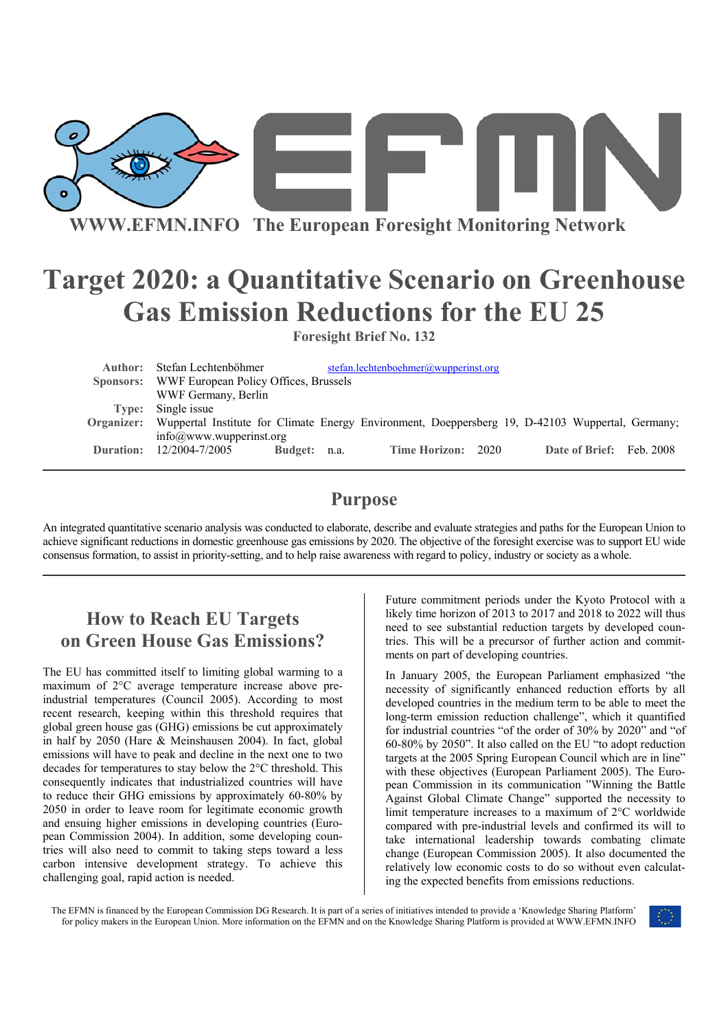WWW.EFMN.INFO The European Foresight Monitoring Network

# Target 2020: a Quantitative Scenario on Greenhouse Gas Emission Reductions for the EU 25

**Foresight Brief No. 132**

**Author:** Stefan Lechtenböhmer stefan.lechtenboehmer@wupperinst.org
**Sponsors:** WWF European Policy Offices, Brussels
WWF Germany, Berlin
**Type:** Single issue
**Organizer:** Wuppertal Institute for Climate Energy Environment, Doeppersberg 19, D-42103 Wuppertal, Germany; info@www.wupperinst.org
**Duration:** 12/2004-7/2005 **Budget:** n.a. **Time Horizon:** 2020 **Date of Brief:** Feb. 2008

## Purpose

An integrated quantitative scenario analysis was conducted to elaborate, describe and evaluate strategies and paths for the European Union to achieve significant reductions in domestic greenhouse gas emissions by 2020. The objective of the foresight exercise was to support EU wide consensus formation, to assist in priority-setting, and to help raise awareness with regard to policy, industry or society as a whole.

## How to Reach EU Targets on Green House Gas Emissions?

The EU has committed itself to limiting global warming to a maximum of 2°C average temperature increase above pre-industrial temperatures (Council 2005). According to most recent research, keeping within this threshold requires that global green house gas (GHG) emissions be cut approximately in half by 2050 (Hare & Meinshausen 2004). In fact, global emissions will have to peak and decline in the next one to two decades for temperatures to stay below the 2°C threshold. This consequently indicates that industrialized countries will have to reduce their GHG emissions by approximately 60-80% by 2050 in order to leave room for legitimate economic growth and ensuing higher emissions in developing countries (European Commission 2004). In addition, some developing countries will also need to commit to taking steps toward a less carbon intensive development strategy. To achieve this challenging goal, rapid action is needed.

Future commitment periods under the Kyoto Protocol with a likely time horizon of 2013 to 2017 and 2018 to 2022 will thus need to see substantial reduction targets by developed countries. This will be a precursor of further action and commitments on part of developing countries.

In January 2005, the European Parliament emphasized "the necessity of significantly enhanced reduction efforts by all developed countries in the medium term to be able to meet the long-term emission reduction challenge", which it quantified for industrial countries "of the order of 30% by 2020" and "of 60-80% by 2050". It also called on the EU "to adopt reduction targets at the 2005 Spring European Council which are in line" with these objectives (European Parliament 2005). The European Commission in its communication "Winning the Battle Against Global Climate Change" supported the necessity to limit temperature increases to a maximum of 2°C worldwide compared with pre-industrial levels and confirmed its will to take international leadership towards combating climate change (European Commission 2005). It also documented the relatively low economic costs to do so without even calculating the expected benefits from emissions reductions.

The EFMN is financed by the European Commission DG Research. It is part of a series of initiatives intended to provide a 'Knowledge Sharing Platform' for policy makers in the European Union. More information on the EFMN and on the Knowledge Sharing Platform is provided at WWW.EFMN.INFO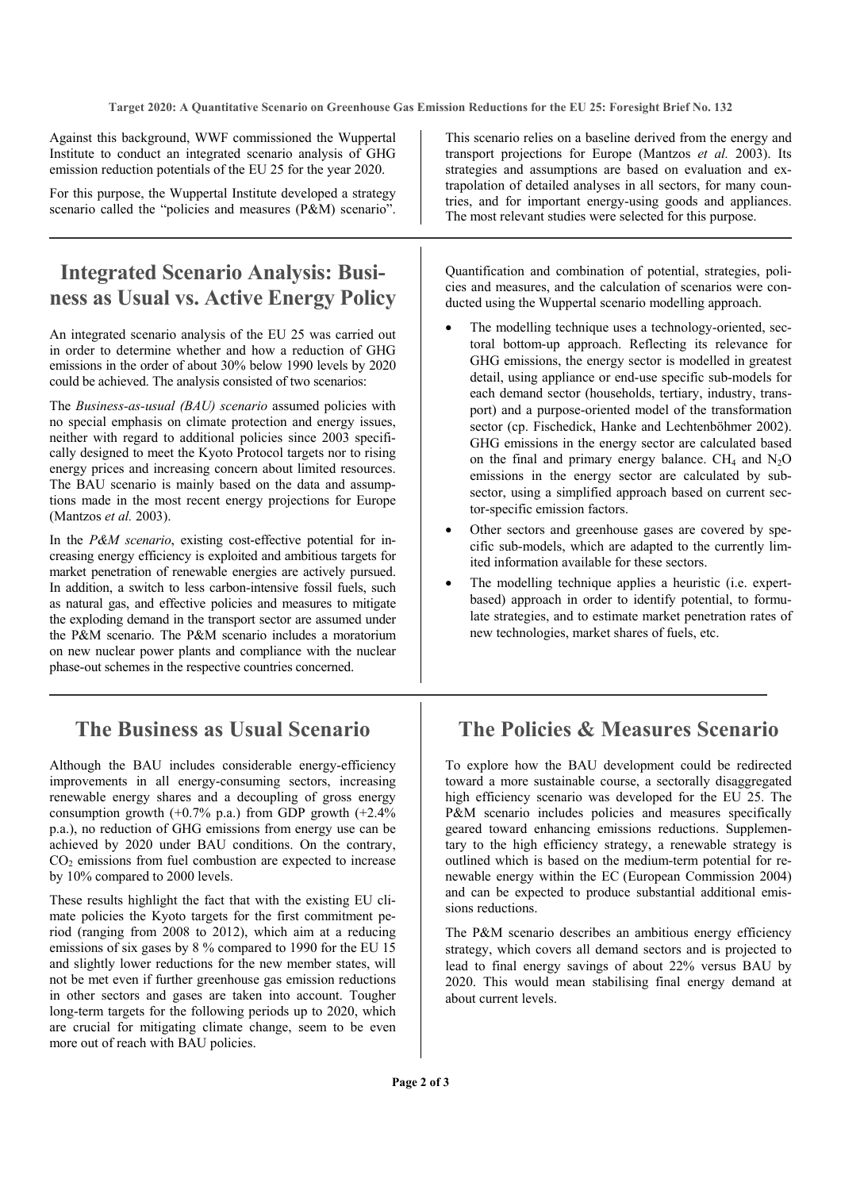Against this background, WWF commissioned the Wuppertal Institute to conduct an integrated scenario analysis of GHG emission reduction potentials of the EU 25 for the year 2020.

For this purpose, the Wuppertal Institute developed a strategy scenario called the "policies and measures (P&M) scenario".

This scenario relies on a baseline derived from the energy and transport projections for Europe (Mantzos *et al.* 2003). Its strategies and assumptions are based on evaluation and extrapolation of detailed analyses in all sectors, for many countries, and for important energy-using goods and appliances. The most relevant studies were selected for this purpose.

## Integrated Scenario Analysis: Business as Usual vs. Active Energy Policy

An integrated scenario analysis of the EU 25 was carried out in order to determine whether and how a reduction of GHG emissions in the order of about 30% below 1990 levels by 2020 could be achieved. The analysis consisted of two scenarios:

The *Business-as-usual (BAU) scenario* assumed policies with no special emphasis on climate protection and energy issues, neither with regard to additional policies since 2003 specifically designed to meet the Kyoto Protocol targets nor to rising energy prices and increasing concern about limited resources. The BAU scenario is mainly based on the data and assumptions made in the most recent energy projections for Europe (Mantzos *et al.* 2003).

In the *P&M scenario*, existing cost-effective potential for increasing energy efficiency is exploited and ambitious targets for market penetration of renewable energies are actively pursued. In addition, a switch to less carbon-intensive fossil fuels, such as natural gas, and effective policies and measures to mitigate the exploding demand in the transport sector are assumed under the P&M scenario. The P&M scenario includes a moratorium on new nuclear power plants and compliance with the nuclear phase-out schemes in the respective countries concerned.

Quantification and combination of potential, strategies, policies and measures, and the calculation of scenarios were conducted using the Wuppertal scenario modelling approach.

- The modelling technique uses a technology-oriented, sectoral bottom-up approach. Reflecting its relevance for GHG emissions, the energy sector is modelled in greatest detail, using appliance or end-use specific sub-models for each demand sector (households, tertiary, industry, transport) and a purpose-oriented model of the transformation sector (cp. Fischedick, Hanke and Lechtenböhmer 2002). GHG emissions in the energy sector are calculated based on the final and primary energy balance. $CH_4$ and $N_2O$ emissions in the energy sector are calculated by subsector, using a simplified approach based on current sector-specific emission factors.
- Other sectors and greenhouse gases are covered by specific sub-models, which are adapted to the currently limited information available for these sectors.
- The modelling technique applies a heuristic (i.e. expert-based) approach in order to identify potential, to formulate strategies, and to estimate market penetration rates of new technologies, market shares of fuels, etc.

## The Business as Usual Scenario

Although the BAU includes considerable energy-efficiency improvements in all energy-consuming sectors, increasing renewable energy shares and a decoupling of gross energy consumption growth (+0.7% p.a.) from GDP growth (+2.4% p.a.), no reduction of GHG emissions from energy use can be achieved by 2020 under BAU conditions. On the contrary, $CO_2$ emissions from fuel combustion are expected to increase by 10% compared to 2000 levels.

These results highlight the fact that with the existing EU climate policies the Kyoto targets for the first commitment period (ranging from 2008 to 2012), which aim at a reducing emissions of six gases by 8 % compared to 1990 for the EU 15 and slightly lower reductions for the new member states, will not be met even if further greenhouse gas emission reductions in other sectors and gases are taken into account. Tougher long-term targets for the following periods up to 2020, which are crucial for mitigating climate change, seem to be even more out of reach with BAU policies.

## The Policies & Measures Scenario

To explore how the BAU development could be redirected toward a more sustainable course, a sectorally disaggregated high efficiency scenario was developed for the EU 25. The P&M scenario includes policies and measures specifically geared toward enhancing emissions reductions. Supplementary to the high efficiency strategy, a renewable strategy is outlined which is based on the medium-term potential for renewable energy within the EC (European Commission 2004) and can be expected to produce substantial additional emissions reductions.

The P&M scenario describes an ambitious energy efficiency strategy, which covers all demand sectors and is projected to lead to final energy savings of about 22% versus BAU by 2020. This would mean stabilising final energy demand at about current levels.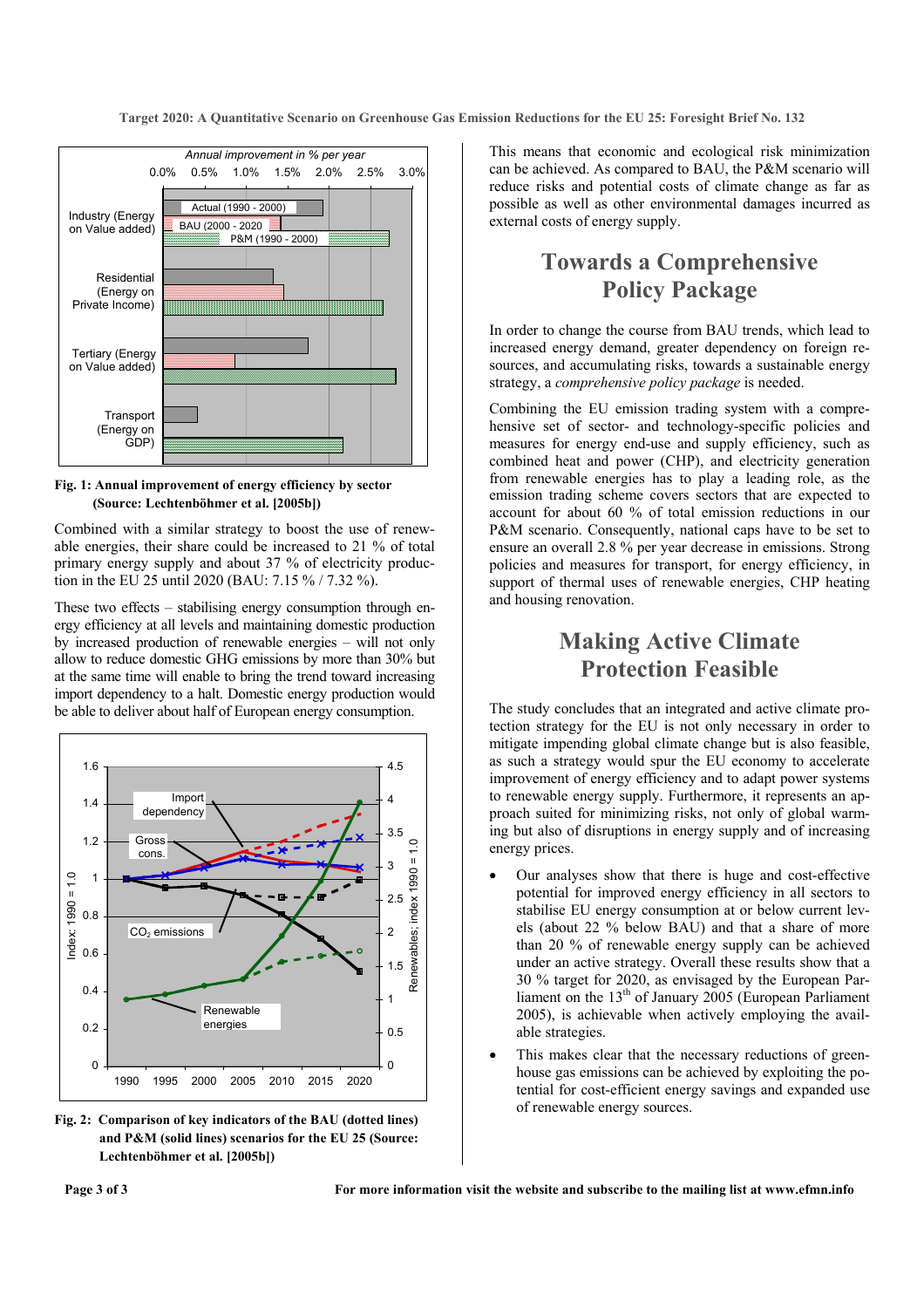**Fig. 1: Annual improvement of energy efficiency by sector (Source: Lechtenböhmer et al. [2005b])**

Combined with a similar strategy to boost the use of renewable energies, their share could be increased to 21 % of total primary energy supply and about 37 % of electricity production in the EU 25 until 2020 (BAU: 7.15 % / 7.32 %).

These two effects – stabilising energy consumption through energy efficiency at all levels and maintaining domestic production by increased production of renewable energies – will not only allow to reduce domestic GHG emissions by more than 30% but at the same time will enable to bring the trend toward increasing import dependency to a halt. Domestic energy production would be able to deliver about half of European energy consumption.

**Fig. 2: Comparison of key indicators of the BAU (dotted lines) and P&M (solid lines) scenarios for the EU 25 (Source: Lechtenböhmer et al. [2005b])**

This means that economic and ecological risk minimization can be achieved. As compared to BAU, the P&M scenario will reduce risks and potential costs of climate change as far as possible as well as other environmental damages incurred as external costs of energy supply.

## Towards a Comprehensive Policy Package

In order to change the course from BAU trends, which lead to increased energy demand, greater dependency on foreign resources, and accumulating risks, towards a sustainable energy strategy, a *comprehensive policy package* is needed.

Combining the EU emission trading system with a comprehensive set of sector- and technology-specific policies and measures for energy end-use and supply efficiency, such as combined heat and power (CHP), and electricity generation from renewable energies has to play a leading role, as the emission trading scheme covers sectors that are expected to account for about 60 % of total emission reductions in our P&M scenario. Consequently, national caps have to be set to ensure an overall 2.8 % per year decrease in emissions. Strong policies and measures for transport, for energy efficiency, in support of thermal uses of renewable energies, CHP heating and housing renovation.

## Making Active Climate Protection Feasible

The study concludes that an integrated and active climate protection strategy for the EU is not only necessary in order to mitigate impending global climate change but is also feasible, as such a strategy would spur the EU economy to accelerate improvement of energy efficiency and to adapt power systems to renewable energy supply. Furthermore, it represents an approach suited for minimizing risks, not only of global warming but also of disruptions in energy supply and of increasing energy prices.

- Our analyses show that there is huge and cost-effective potential for improved energy efficiency in all sectors to stabilise EU energy consumption at or below current levels (about 22 % below BAU) and that a share of more than 20 % of renewable energy supply can be achieved under an active strategy. Overall these results show that a 30 % target for 2020, as envisaged by the European Parliament on the 13th of January 2005 (European Parliament 2005), is achievable when actively employing the available strategies.
- This makes clear that the necessary reductions of greenhouse gas emissions can be achieved by exploiting the potential for cost-efficient energy savings and expanded use of renewable energy sources.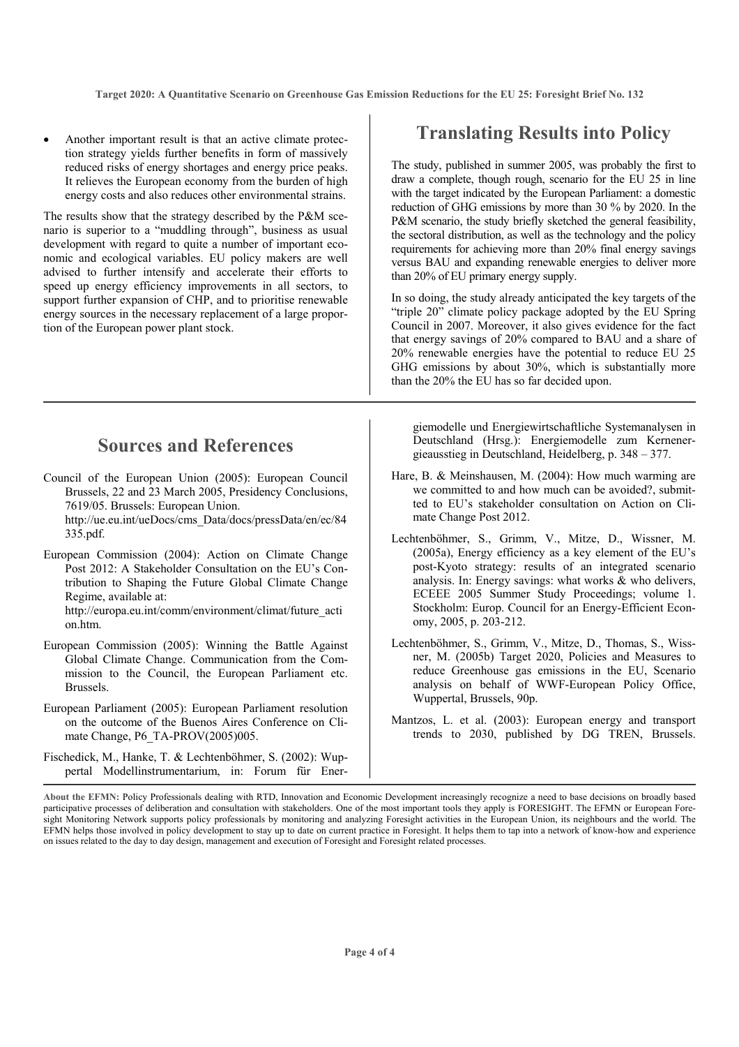- Another important result is that an active climate protection strategy yields further benefits in form of massively reduced risks of energy shortages and energy price peaks. It relieves the European economy from the burden of high energy costs and also reduces other environmental strains.

The results show that the strategy described by the P&M scenario is superior to a "muddling through", business as usual development with regard to quite a number of important economic and ecological variables. EU policy makers are well advised to further intensify and accelerate their efforts to speed up energy efficiency improvements in all sectors, to support further expansion of CHP, and to prioritise renewable energy sources in the necessary replacement of a large proportion of the European power plant stock.

# Translating Results into Policy

The study, published in summer 2005, was probably the first to draw a complete, though rough, scenario for the EU 25 in line with the target indicated by the European Parliament: a domestic reduction of GHG emissions by more than 30 % by 2020. In the P&M scenario, the study briefly sketched the general feasibility, the sectoral distribution, as well as the technology and the policy requirements for achieving more than 20% final energy savings versus BAU and expanding renewable energies to deliver more than 20% of EU primary energy supply.

In so doing, the study already anticipated the key targets of the "triple 20" climate policy package adopted by the EU Spring Council in 2007. Moreover, it also gives evidence for the fact that energy savings of 20% compared to BAU and a share of 20% renewable energies have the potential to reduce EU 25 GHG emissions by about 30%, which is substantially more than the 20% the EU has so far decided upon.

# Sources and References

Council of the European Union (2005): European Council Brussels, 22 and 23 March 2005, Presidency Conclusions, 7619/05. Brussels: European Union. http://ue.eu.int/ueDocs/cms_Data/docs/pressData/en/ec/84335.pdf.

European Commission (2004): Action on Climate Change Post 2012: A Stakeholder Consultation on the EU's Contribution to Shaping the Future Global Climate Change Regime, available at: http://europa.eu.int/comm/environment/climat/future_action.htm.

European Commission (2005): Winning the Battle Against Global Climate Change. Communication from the Commission to the Council, the European Parliament etc. Brussels.

European Parliament (2005): European Parliament resolution on the outcome of the Buenos Aires Conference on Climate Change, P6_TA-PROV(2005)005.

Fischedick, M., Hanke, T. & Lechtenböhmer, S. (2002): Wuppertal Modellinstrumentarium, in: Forum für Energiemodelle und Energiewirtschaftliche Systemanalysen in Deutschland (Hrsg.): Energiemodelle zum Kernenergieausstieg in Deutschland, Heidelberg, p. 348 – 377.

Hare, B. & Meinshausen, M. (2004): How much warming are we committed to and how much can be avoided?, submitted to EU's stakeholder consultation on Action on Climate Change Post 2012.

Lechtenböhmer, S., Grimm, V., Mitze, D., Wissner, M. (2005a), Energy efficiency as a key element of the EU's post-Kyoto strategy: results of an integrated scenario analysis. In: Energy savings: what works & who delivers, ECEEE 2005 Summer Study Proceedings; volume 1. Stockholm: Europ. Council for an Energy-Efficient Economy, 2005, p. 203-212.

Lechtenböhmer, S., Grimm, V., Mitze, D., Thomas, S., Wissner, M. (2005b) Target 2020, Policies and Measures to reduce Greenhouse gas emissions in the EU, Scenario analysis on behalf of WWF-European Policy Office, Wuppertal, Brussels, 90p.

Mantzos, L. et al. (2003): European energy and transport trends to 2030, published by DG TREN, Brussels.

**About the EFMN:** Policy Professionals dealing with RTD, Innovation and Economic Development increasingly recognize a need to base decisions on broadly based participative processes of deliberation and consultation with stakeholders. One of the most important tools they apply is FORESIGHT. The EFMN or European Foresight Monitoring Network supports policy professionals by monitoring and analyzing Foresight activities in the European Union, its neighbours and the world. The EFMN helps those involved in policy development to stay up to date on current practice in Foresight. It helps them to tap into a network of know-how and experience on issues related to the day to day design, management and execution of Foresight and Foresight related processes.